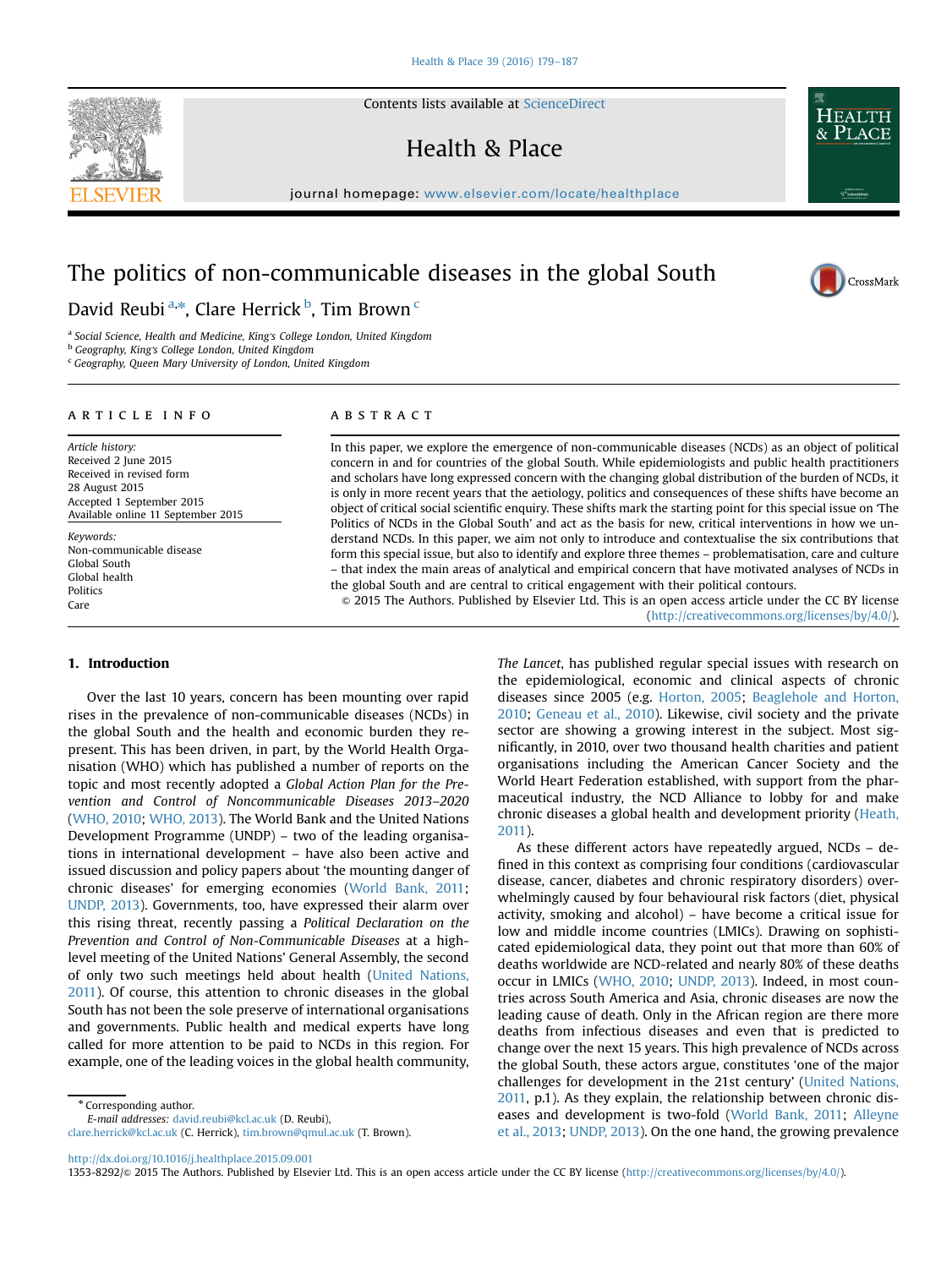# The politics of non-communicable diseases in the global South

David Reubi [a,*], Clare Herrick [b], Tim Brown [c]

[a] Social Science, Health and Medicine, King's College London, United Kingdom
[b] Geography, King's College London, United Kingdom
[c] Geography, Queen Mary University of London, United Kingdom

**ARTICLE INFO**

*Article history:*
Received 2 June 2015
Received in revised form
28 August 2015
Accepted 1 September 2015
Available online 11 September 2015

*Keywords:*
Non-communicable disease
Global South
Global health
Politics
Care

**ABSTRACT**

In this paper, we explore the emergence of non-communicable diseases (NCDs) as an object of political concern in and for countries of the global South. While epidemiologists and public health practitioners and scholars have long expressed concern with the changing global distribution of the burden of NCDs, it is only in more recent years that the aetiology, politics and consequences of these shifts have become an object of critical social scientific enquiry. These shifts mark the starting point for this special issue on 'The Politics of NCDs in the Global South' and act as the basis for new, critical interventions in how we understand NCDs. In this paper, we aim not only to introduce and contextualise the six contributions that form this special issue, but also to identify and explore three themes – problematisation, care and culture – that index the main areas of analytical and empirical concern that have motivated analyses of NCDs in the global South and are central to critical engagement with their political contours.

© 2015 The Authors. Published by Elsevier Ltd. This is an open access article under the CC BY license (http://creativecommons.org/licenses/by/4.0/).

## 1. Introduction

Over the last 10 years, concern has been mounting over rapid rises in the prevalence of non-communicable diseases (NCDs) in the global South and the health and economic burden they represent. This has been driven, in part, by the World Health Organisation (WHO) which has published a number of reports on the topic and most recently adopted a *Global Action Plan for the Prevention and Control of Noncommunicable Diseases 2013–2020* (WHO, 2010; WHO, 2013). The World Bank and the United Nations Development Programme (UNDP) – two of the leading organisations in international development – have also been active and issued discussion and policy papers about 'the mounting danger of chronic diseases' for emerging economies (World Bank, 2011; UNDP, 2013). Governments, too, have expressed their alarm over this rising threat, recently passing a *Political Declaration on the Prevention and Control of Non-Communicable Diseases* at a high-level meeting of the United Nations' General Assembly, the second of only two such meetings held about health (United Nations, 2011). Of course, this attention to chronic diseases in the global South has not been the sole preserve of international organisations and governments. Public health and medical experts have long called for more attention to be paid to NCDs in this region. For example, one of the leading voices in the global health community, *The Lancet*, has published regular special issues with research on the epidemiological, economic and clinical aspects of chronic diseases since 2005 (e.g. Horton, 2005; Beaglehole and Horton, 2010; Geneau et al., 2010). Likewise, civil society and the private sector are showing a growing interest in the subject. Most significantly, in 2010, over two thousand health charities and patient organisations including the American Cancer Society and the World Heart Federation established, with support from the pharmaceutical industry, the NCD Alliance to lobby for and make chronic diseases a global health and development priority (Heath, 2011).

As these different actors have repeatedly argued, NCDs – defined in this context as comprising four conditions (cardiovascular disease, cancer, diabetes and chronic respiratory disorders) overwhelmingly caused by four behavioural risk factors (diet, physical activity, smoking and alcohol) – have become a critical issue for low and middle income countries (LMICs). Drawing on sophisticated epidemiological data, they point out that more than 60% of deaths worldwide are NCD-related and nearly 80% of these deaths occur in LMICs (WHO, 2010; UNDP, 2013). Indeed, in most countries across South America and Asia, chronic diseases are now the leading cause of death. Only in the African region are there more deaths from infectious diseases and even that is predicted to change over the next 15 years. This high prevalence of NCDs across the global South, these actors argue, constitutes 'one of the major challenges for development in the 21st century' (United Nations, 2011, p.1). As they explain, the relationship between chronic diseases and development is two-fold (World Bank, 2011; Alleyne et al., 2013; UNDP, 2013). On the one hand, the growing prevalence

* Corresponding author.
*E-mail addresses:* david.reubi@kcl.ac.uk (D. Reubi), clare.herrick@kcl.ac.uk (C. Herrick), tim.brown@qmul.ac.uk (T. Brown).

http://dx.doi.org/10.1016/j.healthplace.2015.09.001
1353-8292/© 2015 The Authors. Published by Elsevier Ltd. This is an open access article under the CC BY license (http://creativecommons.org/licenses/by/4.0/).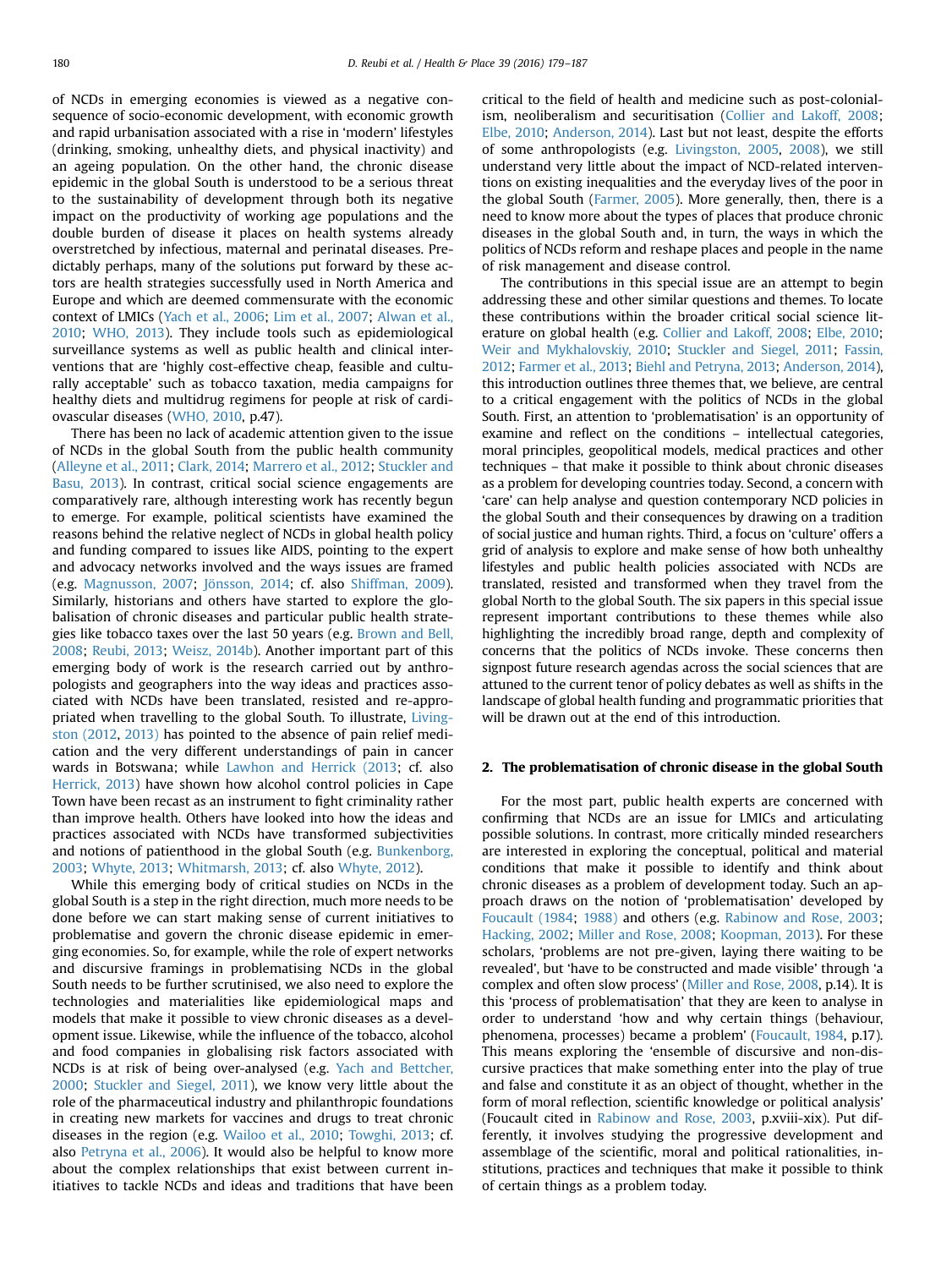of NCDs in emerging economies is viewed as a negative consequence of socio-economic development, with economic growth and rapid urbanisation associated with a rise in 'modern' lifestyles (drinking, smoking, unhealthy diets, and physical inactivity) and an ageing population. On the other hand, the chronic disease epidemic in the global South is understood to be a serious threat to the sustainability of development through both its negative impact on the productivity of working age populations and the double burden of disease it places on health systems already overstretched by infectious, maternal and perinatal diseases. Predictably perhaps, many of the solutions put forward by these actors are health strategies successfully used in North America and Europe and which are deemed commensurate with the economic context of LMICs (Yach et al., 2006; Lim et al., 2007; Alwan et al., 2010; WHO, 2013). They include tools such as epidemiological surveillance systems as well as public health and clinical interventions that are 'highly cost-effective cheap, feasible and culturally acceptable' such as tobacco taxation, media campaigns for healthy diets and multidrug regimens for people at risk of cardiovascular diseases (WHO, 2010, p.47).

There has been no lack of academic attention given to the issue of NCDs in the global South from the public health community (Alleyne et al., 2011; Clark, 2014; Marrero et al., 2012; Stuckler and Basu, 2013). In contrast, critical social science engagements are comparatively rare, although interesting work has recently begun to emerge. For example, political scientists have examined the reasons behind the relative neglect of NCDs in global health policy and funding compared to issues like AIDS, pointing to the expert and advocacy networks involved and the ways issues are framed (e.g. Magnusson, 2007; Jönsson, 2014; cf. also Shiffman, 2009). Similarly, historians and others have started to explore the globalisation of chronic diseases and particular public health strategies like tobacco taxes over the last 50 years (e.g. Brown and Bell, 2008; Reubi, 2013; Weisz, 2014b). Another important part of this emerging body of work is the research carried out by anthropologists and geographers into the way ideas and practices associated with NCDs have been translated, resisted and re-appropriated when travelling to the global South. To illustrate, Livingston (2012, 2013) has pointed to the absence of pain relief medication and the very different understandings of pain in cancer wards in Botswana; while Lawhon and Herrick (2013; cf. also Herrick, 2013) have shown how alcohol control policies in Cape Town have been recast as an instrument to fight criminality rather than improve health. Others have looked into how the ideas and practices associated with NCDs have transformed subjectivities and notions of patienthood in the global South (e.g. Bunkenborg, 2003; Whyte, 2013; Whitmarsh, 2013; cf. also Whyte, 2012).

While this emerging body of critical studies on NCDs in the global South is a step in the right direction, much more needs to be done before we can start making sense of current initiatives to problematise and govern the chronic disease epidemic in emerging economies. So, for example, while the role of expert networks and discursive framings in problematising NCDs in the global South needs to be further scrutinised, we also need to explore the technologies and materialities like epidemiological maps and models that make it possible to view chronic diseases as a development issue. Likewise, while the influence of the tobacco, alcohol and food companies in globalising risk factors associated with NCDs is at risk of being over-analysed (e.g. Yach and Bettcher, 2000; Stuckler and Siegel, 2011), we know very little about the role of the pharmaceutical industry and philanthropic foundations in creating new markets for vaccines and drugs to treat chronic diseases in the region (e.g. Wailoo et al., 2010; Towghi, 2013; cf. also Petryna et al., 2006). It would also be helpful to know more about the complex relationships that exist between current initiatives to tackle NCDs and ideas and traditions that have been critical to the field of health and medicine such as post-colonialism, neoliberalism and securitisation (Collier and Lakoff, 2008; Elbe, 2010; Anderson, 2014). Last but not least, despite the efforts of some anthropologists (e.g. Livingston, 2005, 2008), we still understand very little about the impact of NCD-related interventions on existing inequalities and the everyday lives of the poor in the global South (Farmer, 2005). More generally, then, there is a need to know more about the types of places that produce chronic diseases in the global South and, in turn, the ways in which the politics of NCDs reform and reshape places and people in the name of risk management and disease control.

The contributions in this special issue are an attempt to begin addressing these and other similar questions and themes. To locate these contributions within the broader critical social science literature on global health (e.g. Collier and Lakoff, 2008; Elbe, 2010; Weir and Mykhalovskiy, 2010; Stuckler and Siegel, 2011; Fassin, 2012; Farmer et al., 2013; Biehl and Petryna, 2013; Anderson, 2014), this introduction outlines three themes that, we believe, are central to a critical engagement with the politics of NCDs in the global South. First, an attention to 'problematisation' is an opportunity of examine and reflect on the conditions – intellectual categories, moral principles, geopolitical models, medical practices and other techniques – that make it possible to think about chronic diseases as a problem for developing countries today. Second, a concern with 'care' can help analyse and question contemporary NCD policies in the global South and their consequences by drawing on a tradition of social justice and human rights. Third, a focus on 'culture' offers a grid of analysis to explore and make sense of how both unhealthy lifestyles and public health policies associated with NCDs are translated, resisted and transformed when they travel from the global North to the global South. The six papers in this special issue represent important contributions to these themes while also highlighting the incredibly broad range, depth and complexity of concerns that the politics of NCDs invoke. These concerns then signpost future research agendas across the social sciences that are attuned to the current tenor of policy debates as well as shifts in the landscape of global health funding and programmatic priorities that will be drawn out at the end of this introduction.

## 2. The problematisation of chronic disease in the global South

For the most part, public health experts are concerned with confirming that NCDs are an issue for LMICs and articulating possible solutions. In contrast, more critically minded researchers are interested in exploring the conceptual, political and material conditions that make it possible to identify and think about chronic diseases as a problem of development today. Such an approach draws on the notion of 'problematisation' developed by Foucault (1984; 1988) and others (e.g. Rabinow and Rose, 2003; Hacking, 2002; Miller and Rose, 2008; Koopman, 2013). For these scholars, 'problems are not pre-given, laying there waiting to be revealed', but 'have to be constructed and made visible' through 'a complex and often slow process' (Miller and Rose, 2008, p.14). It is this 'process of problematisation' that they are keen to analyse in order to understand 'how and why certain things (behaviour, phenomena, processes) became a problem' (Foucault, 1984, p.17). This means exploring the 'ensemble of discursive and non-discursive practices that make something enter into the play of true and false and constitute it as an object of thought, whether in the form of moral reflection, scientific knowledge or political analysis' (Foucault cited in Rabinow and Rose, 2003, p.xviii-xix). Put differently, it involves studying the progressive development and assemblage of the scientific, moral and political rationalities, institutions, practices and techniques that make it possible to think of certain things as a problem today.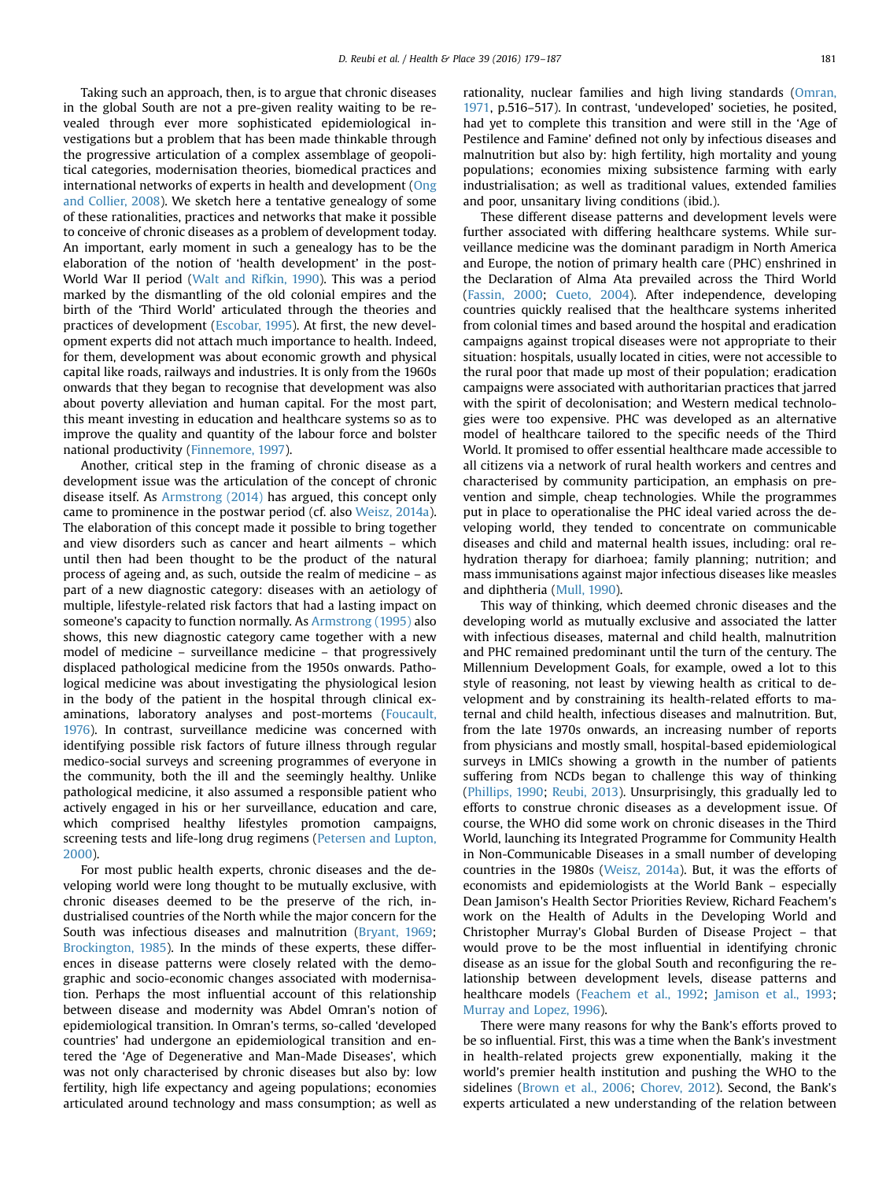Taking such an approach, then, is to argue that chronic diseases in the global South are not a pre-given reality waiting to be revealed through ever more sophisticated epidemiological investigations but a problem that has been made thinkable through the progressive articulation of a complex assemblage of geopolitical categories, modernisation theories, biomedical practices and international networks of experts in health and development (Ong and Collier, 2008). We sketch here a tentative genealogy of some of these rationalities, practices and networks that make it possible to conceive of chronic diseases as a problem of development today. An important, early moment in such a genealogy has to be the elaboration of the notion of 'health development' in the post-World War II period (Walt and Rifkin, 1990). This was a period marked by the dismantling of the old colonial empires and the birth of the 'Third World' articulated through the theories and practices of development (Escobar, 1995). At first, the new development experts did not attach much importance to health. Indeed, for them, development was about economic growth and physical capital like roads, railways and industries. It is only from the 1960s onwards that they began to recognise that development was also about poverty alleviation and human capital. For the most part, this meant investing in education and healthcare systems so as to improve the quality and quantity of the labour force and bolster national productivity (Finnemore, 1997).

Another, critical step in the framing of chronic disease as a development issue was the articulation of the concept of chronic disease itself. As Armstrong (2014) has argued, this concept only came to prominence in the postwar period (cf. also Weisz, 2014a). The elaboration of this concept made it possible to bring together and view disorders such as cancer and heart ailments – which until then had been thought to be the product of the natural process of ageing and, as such, outside the realm of medicine – as part of a new diagnostic category: diseases with an aetiology of multiple, lifestyle-related risk factors that had a lasting impact on someone's capacity to function normally. As Armstrong (1995) also shows, this new diagnostic category came together with a new model of medicine – surveillance medicine – that progressively displaced pathological medicine from the 1950s onwards. Pathological medicine was about investigating the physiological lesion in the body of the patient in the hospital through clinical examinations, laboratory analyses and post-mortems (Foucault, 1976). In contrast, surveillance medicine was concerned with identifying possible risk factors of future illness through regular medico-social surveys and screening programmes of everyone in the community, both the ill and the seemingly healthy. Unlike pathological medicine, it also assumed a responsible patient who actively engaged in his or her surveillance, education and care, which comprised healthy lifestyles promotion campaigns, screening tests and life-long drug regimens (Petersen and Lupton, 2000).

For most public health experts, chronic diseases and the developing world were long thought to be mutually exclusive, with chronic diseases deemed to be the preserve of the rich, industrialised countries of the North while the major concern for the South was infectious diseases and malnutrition (Bryant, 1969; Brockington, 1985). In the minds of these experts, these differences in disease patterns were closely related with the demographic and socio-economic changes associated with modernisation. Perhaps the most influential account of this relationship between disease and modernity was Abdel Omran's notion of epidemiological transition. In Omran's terms, so-called 'developed countries' had undergone an epidemiological transition and entered the 'Age of Degenerative and Man-Made Diseases', which was not only characterised by chronic diseases but also by: low fertility, high life expectancy and ageing populations; economies articulated around technology and mass consumption; as well as rationality, nuclear families and high living standards (Omran, 1971, p.516–517). In contrast, 'undeveloped' societies, he posited, had yet to complete this transition and were still in the 'Age of Pestilence and Famine' defined not only by infectious diseases and malnutrition but also by: high fertility, high mortality and young populations; economies mixing subsistence farming with early industrialisation; as well as traditional values, extended families and poor, unsanitary living conditions (ibid.).

These different disease patterns and development levels were further associated with differing healthcare systems. While surveillance medicine was the dominant paradigm in North America and Europe, the notion of primary health care (PHC) enshrined in the Declaration of Alma Ata prevailed across the Third World (Fassin, 2000; Cueto, 2004). After independence, developing countries quickly realised that the healthcare systems inherited from colonial times and based around the hospital and eradication campaigns against tropical diseases were not appropriate to their situation: hospitals, usually located in cities, were not accessible to the rural poor that made up most of their population; eradication campaigns were associated with authoritarian practices that jarred with the spirit of decolonisation; and Western medical technologies were too expensive. PHC was developed as an alternative model of healthcare tailored to the specific needs of the Third World. It promised to offer essential healthcare made accessible to all citizens via a network of rural health workers and centres and characterised by community participation, an emphasis on prevention and simple, cheap technologies. While the programmes put in place to operationalise the PHC ideal varied across the developing world, they tended to concentrate on communicable diseases and child and maternal health issues, including: oral rehydration therapy for diarhoea; family planning; nutrition; and mass immunisations against major infectious diseases like measles and diphtheria (Mull, 1990).

This way of thinking, which deemed chronic diseases and the developing world as mutually exclusive and associated the latter with infectious diseases, maternal and child health, malnutrition and PHC remained predominant until the turn of the century. The Millennium Development Goals, for example, owed a lot to this style of reasoning, not least by viewing health as critical to development and by constraining its health-related efforts to maternal and child health, infectious diseases and malnutrition. But, from the late 1970s onwards, an increasing number of reports from physicians and mostly small, hospital-based epidemiological surveys in LMICs showing a growth in the number of patients suffering from NCDs began to challenge this way of thinking (Phillips, 1990; Reubi, 2013). Unsurprisingly, this gradually led to efforts to construe chronic diseases as a development issue. Of course, the WHO did some work on chronic diseases in the Third World, launching its Integrated Programme for Community Health in Non-Communicable Diseases in a small number of developing countries in the 1980s (Weisz, 2014a). But, it was the efforts of economists and epidemiologists at the World Bank – especially Dean Jamison's Health Sector Priorities Review, Richard Feachem's work on the Health of Adults in the Developing World and Christopher Murray's Global Burden of Disease Project – that would prove to be the most influential in identifying chronic disease as an issue for the global South and reconfiguring the relationship between development levels, disease patterns and healthcare models (Feachem et al., 1992; Jamison et al., 1993; Murray and Lopez, 1996).

There were many reasons for why the Bank's efforts proved to be so influential. First, this was a time when the Bank's investment in health-related projects grew exponentially, making it the world's premier health institution and pushing the WHO to the sidelines (Brown et al., 2006; Chorev, 2012). Second, the Bank's experts articulated a new understanding of the relation between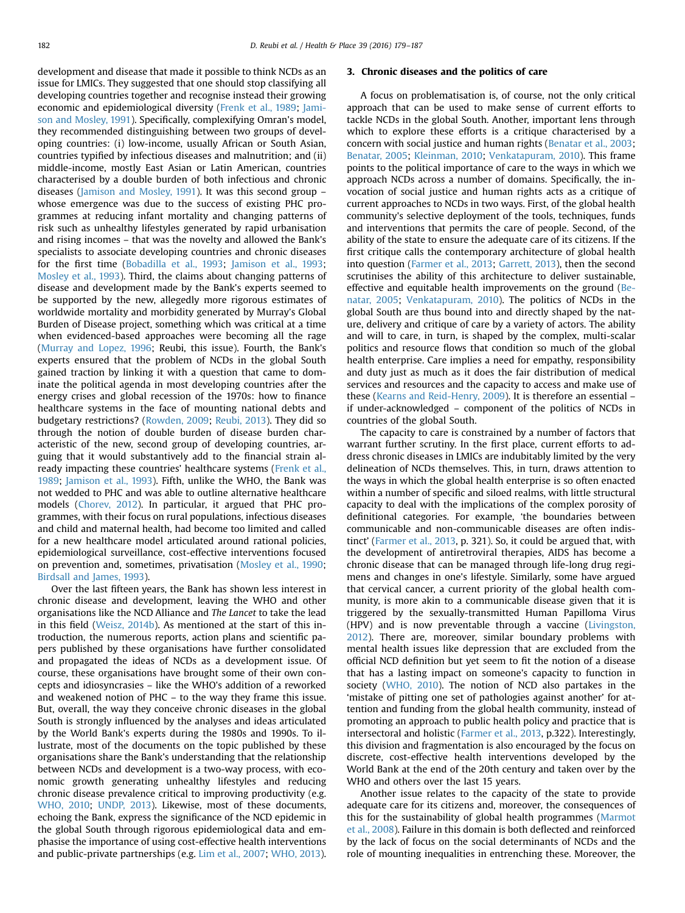development and disease that made it possible to think NCDs as an issue for LMICs. They suggested that one should stop classifying all developing countries together and recognise instead their growing economic and epidemiological diversity (Frenk et al., 1989; Jamison and Mosley, 1991). Specifically, complexifying Omran's model, they recommended distinguishing between two groups of developing countries: (i) low-income, usually African or South Asian, countries typified by infectious diseases and malnutrition; and (ii) middle-income, mostly East Asian or Latin American, countries characterised by a double burden of both infectious and chronic diseases (Jamison and Mosley, 1991). It was this second group – whose emergence was due to the success of existing PHC programmes at reducing infant mortality and changing patterns of risk such as unhealthy lifestyles generated by rapid urbanisation and rising incomes – that was the novelty and allowed the Bank's specialists to associate developing countries and chronic diseases for the first time (Bobadilla et al., 1993; Jamison et al., 1993; Mosley et al., 1993). Third, the claims about changing patterns of disease and development made by the Bank's experts seemed to be supported by the new, allegedly more rigorous estimates of worldwide mortality and morbidity generated by Murray's Global Burden of Disease project, something which was critical at a time when evidenced-based approaches were becoming all the rage (Murray and Lopez, 1996; Reubi, this issue). Fourth, the Bank's experts ensured that the problem of NCDs in the global South gained traction by linking it with a question that came to dominate the political agenda in most developing countries after the energy crises and global recession of the 1970s: how to finance healthcare systems in the face of mounting national debts and budgetary restrictions? (Rowden, 2009; Reubi, 2013). They did so through the notion of double burden of disease burden characteristic of the new, second group of developing countries, arguing that it would substantively add to the financial strain already impacting these countries' healthcare systems (Frenk et al., 1989; Jamison et al., 1993). Fifth, unlike the WHO, the Bank was not wedded to PHC and was able to outline alternative healthcare models (Chorev, 2012). In particular, it argued that PHC programmes, with their focus on rural populations, infectious diseases and child and maternal health, had become too limited and called for a new healthcare model articulated around rational policies, epidemiological surveillance, cost-effective interventions focused on prevention and, sometimes, privatisation (Mosley et al., 1990; Birdsall and James, 1993).

Over the last fifteen years, the Bank has shown less interest in chronic disease and development, leaving the WHO and other organisations like the NCD Alliance and *The Lancet* to take the lead in this field (Weisz, 2014b). As mentioned at the start of this introduction, the numerous reports, action plans and scientific papers published by these organisations have further consolidated and propagated the ideas of NCDs as a development issue. Of course, these organisations have brought some of their own concepts and idiosyncrasies – like the WHO's addition of a reworked and weakened notion of PHC – to the way they frame this issue. But, overall, the way they conceive chronic diseases in the global South is strongly influenced by the analyses and ideas articulated by the World Bank's experts during the 1980s and 1990s. To illustrate, most of the documents on the topic published by these organisations share the Bank's understanding that the relationship between NCDs and development is a two-way process, with economic growth generating unhealthy lifestyles and reducing chronic disease prevalence critical to improving productivity (e.g. WHO, 2010; UNDP, 2013). Likewise, most of these documents, echoing the Bank, express the significance of the NCD epidemic in the global South through rigorous epidemiological data and emphasise the importance of using cost-effective health interventions and public-private partnerships (e.g. Lim et al., 2007; WHO, 2013).

## 3. Chronic diseases and the politics of care

A focus on problematisation is, of course, not the only critical approach that can be used to make sense of current efforts to tackle NCDs in the global South. Another, important lens through which to explore these efforts is a critique characterised by a concern with social justice and human rights (Benatar et al., 2003; Benatar, 2005; Kleinman, 2010; Venkatapuram, 2010). This frame points to the political importance of care to the ways in which we approach NCDs across a number of domains. Specifically, the invocation of social justice and human rights acts as a critique of current approaches to NCDs in two ways. First, of the global health community's selective deployment of the tools, techniques, funds and interventions that permits the care of people. Second, of the ability of the state to ensure the adequate care of its citizens. If the first critique calls the contemporary architecture of global health into question (Farmer et al., 2013; Garrett, 2013), then the second scrutinises the ability of this architecture to deliver sustainable, effective and equitable health improvements on the ground (Benatar, 2005; Venkatapuram, 2010). The politics of NCDs in the global South are thus bound into and directly shaped by the nature, delivery and critique of care by a variety of actors. The ability and will to care, in turn, is shaped by the complex, multi-scalar politics and resource flows that condition so much of the global health enterprise. Care implies a need for empathy, responsibility and duty just as much as it does the fair distribution of medical services and resources and the capacity to access and make use of these (Kearns and Reid-Henry, 2009). It is therefore an essential – if under-acknowledged – component of the politics of NCDs in countries of the global South.

The capacity to care is constrained by a number of factors that warrant further scrutiny. In the first place, current efforts to address chronic diseases in LMICs are indubitably limited by the very delineation of NCDs themselves. This, in turn, draws attention to the ways in which the global health enterprise is so often enacted within a number of specific and siloed realms, with little structural capacity to deal with the implications of the complex porosity of definitional categories. For example, 'the boundaries between communicable and non-communicable diseases are often indistinct' (Farmer et al., 2013, p. 321). So, it could be argued that, with the development of antiretroviral therapies, AIDS has become a chronic disease that can be managed through life-long drug regimens and changes in one's lifestyle. Similarly, some have argued that cervical cancer, a current priority of the global health community, is more akin to a communicable disease given that it is triggered by the sexually-transmitted Human Papilloma Virus (HPV) and is now preventable through a vaccine (Livingston, 2012). There are, moreover, similar boundary problems with mental health issues like depression that are excluded from the official NCD definition but yet seem to fit the notion of a disease that has a lasting impact on someone's capacity to function in society (WHO, 2010). The notion of NCD also partakes in the 'mistake of pitting one set of pathologies against another' for attention and funding from the global health community, instead of promoting an approach to public health policy and practice that is intersectoral and holistic (Farmer et al., 2013, p.322). Interestingly, this division and fragmentation is also encouraged by the focus on discrete, cost-effective health interventions developed by the World Bank at the end of the 20th century and taken over by the WHO and others over the last 15 years.

Another issue relates to the capacity of the state to provide adequate care for its citizens and, moreover, the consequences of this for the sustainability of global health programmes (Marmot et al., 2008). Failure in this domain is both deflected and reinforced by the lack of focus on the social determinants of NCDs and the role of mounting inequalities in entrenching these. Moreover, the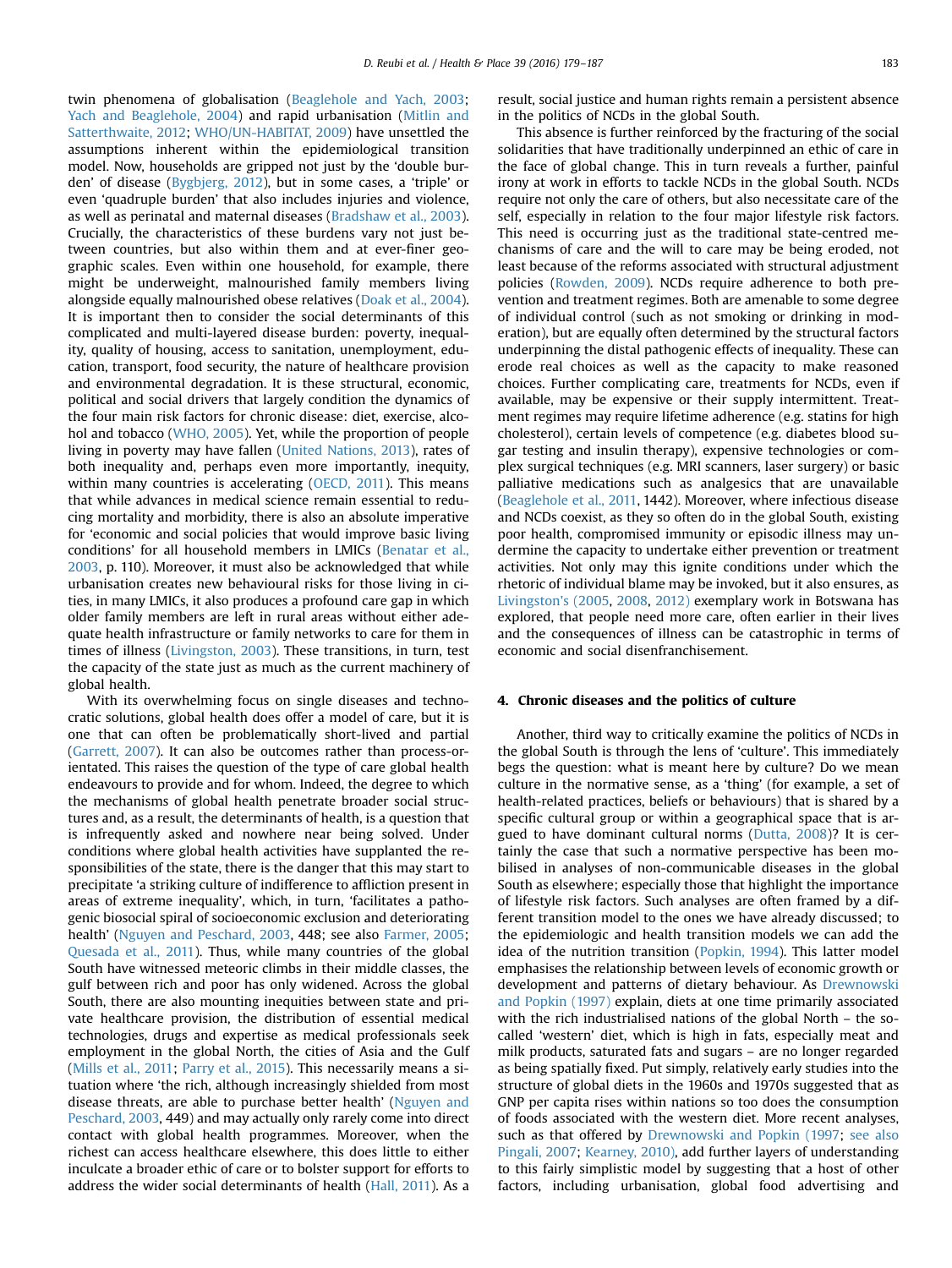twin phenomena of globalisation (Beaglehole and Yach, 2003; Yach and Beaglehole, 2004) and rapid urbanisation (Mitlin and Satterthwaite, 2012; WHO/UN-HABITAT, 2009) have unsettled the assumptions inherent within the epidemiological transition model. Now, households are gripped not just by the 'double burden' of disease (Bygbjerg, 2012), but in some cases, a 'triple' or even 'quadruple burden' that also includes injuries and violence, as well as perinatal and maternal diseases (Bradshaw et al., 2003). Crucially, the characteristics of these burdens vary not just between countries, but also within them and at ever-finer geographic scales. Even within one household, for example, there might be underweight, malnourished family members living alongside equally malnourished obese relatives (Doak et al., 2004). It is important then to consider the social determinants of this complicated and multi-layered disease burden: poverty, inequality, quality of housing, access to sanitation, unemployment, education, transport, food security, the nature of healthcare provision and environmental degradation. It is these structural, economic, political and social drivers that largely condition the dynamics of the four main risk factors for chronic disease: diet, exercise, alcohol and tobacco (WHO, 2005). Yet, while the proportion of people living in poverty may have fallen (United Nations, 2013), rates of both inequality and, perhaps even more importantly, inequity, within many countries is accelerating (OECD, 2011). This means that while advances in medical science remain essential to reducing mortality and morbidity, there is also an absolute imperative for 'economic and social policies that would improve basic living conditions' for all household members in LMICs (Benatar et al., 2003, p. 110). Moreover, it must also be acknowledged that while urbanisation creates new behavioural risks for those living in cities, in many LMICs, it also produces a profound care gap in which older family members are left in rural areas without either adequate health infrastructure or family networks to care for them in times of illness (Livingston, 2003). These transitions, in turn, test the capacity of the state just as much as the current machinery of global health.

With its overwhelming focus on single diseases and technocratic solutions, global health does offer a model of care, but it is one that can often be problematically short-lived and partial (Garrett, 2007). It can also be outcomes rather than process-orientated. This raises the question of the type of care global health endeavours to provide and for whom. Indeed, the degree to which the mechanisms of global health penetrate broader social structures and, as a result, the determinants of health, is a question that is infrequently asked and nowhere near being solved. Under conditions where global health activities have supplanted the responsibilities of the state, there is the danger that this may start to precipitate 'a striking culture of indifference to affliction present in areas of extreme inequality', which, in turn, 'facilitates a pathogenic biosocial spiral of socioeconomic exclusion and deteriorating health' (Nguyen and Peschard, 2003, 448; see also Farmer, 2005; Quesada et al., 2011). Thus, while many countries of the global South have witnessed meteoric climbs in their middle classes, the gulf between rich and poor has only widened. Across the global South, there are also mounting inequities between state and private healthcare provision, the distribution of essential medical technologies, drugs and expertise as medical professionals seek employment in the global North, the cities of Asia and the Gulf (Mills et al., 2011; Parry et al., 2015). This necessarily means a situation where 'the rich, although increasingly shielded from most disease threats, are able to purchase better health' (Nguyen and Peschard, 2003, 449) and may actually only rarely come into direct contact with global health programmes. Moreover, when the richest can access healthcare elsewhere, this does little to either inculcate a broader ethic of care or to bolster support for efforts to address the wider social determinants of health (Hall, 2011). As a result, social justice and human rights remain a persistent absence in the politics of NCDs in the global South.

This absence is further reinforced by the fracturing of the social solidarities that have traditionally underpinned an ethic of care in the face of global change. This in turn reveals a further, painful irony at work in efforts to tackle NCDs in the global South. NCDs require not only the care of others, but also necessitate care of the self, especially in relation to the four major lifestyle risk factors. This need is occurring just as the traditional state-centred mechanisms of care and the will to care may be being eroded, not least because of the reforms associated with structural adjustment policies (Rowden, 2009). NCDs require adherence to both prevention and treatment regimes. Both are amenable to some degree of individual control (such as not smoking or drinking in moderation), but are equally often determined by the structural factors underpinning the distal pathogenic effects of inequality. These can erode real choices as well as the capacity to make reasoned choices. Further complicating care, treatments for NCDs, even if available, may be expensive or their supply intermittent. Treatment regimes may require lifetime adherence (e.g. statins for high cholesterol), certain levels of competence (e.g. diabetes blood sugar testing and insulin therapy), expensive technologies or complex surgical techniques (e.g. MRI scanners, laser surgery) or basic palliative medications such as analgesics that are unavailable (Beaglehole et al., 2011, 1442). Moreover, where infectious disease and NCDs coexist, as they so often do in the global South, existing poor health, compromised immunity or episodic illness may undermine the capacity to undertake either prevention or treatment activities. Not only may this ignite conditions under which the rhetoric of individual blame may be invoked, but it also ensures, as Livingston's (2005, 2008, 2012) exemplary work in Botswana has explored, that people need more care, often earlier in their lives and the consequences of illness can be catastrophic in terms of economic and social disenfranchisement.

## 4. Chronic diseases and the politics of culture

Another, third way to critically examine the politics of NCDs in the global South is through the lens of 'culture'. This immediately begs the question: what is meant here by culture? Do we mean culture in the normative sense, as a 'thing' (for example, a set of health-related practices, beliefs or behaviours) that is shared by a specific cultural group or within a geographical space that is argued to have dominant cultural norms (Dutta, 2008)? It is certainly the case that such a normative perspective has been mobilised in analyses of non-communicable diseases in the global South as elsewhere; especially those that highlight the importance of lifestyle risk factors. Such analyses are often framed by a different transition model to the ones we have already discussed; to the epidemiologic and health transition models we can add the idea of the nutrition transition (Popkin, 1994). This latter model emphasises the relationship between levels of economic growth or development and patterns of dietary behaviour. As Drewnowski and Popkin (1997) explain, diets at one time primarily associated with the rich industrialised nations of the global North – the so-called 'western' diet, which is high in fats, especially meat and milk products, saturated fats and sugars – are no longer regarded as being spatially fixed. Put simply, relatively early studies into the structure of global diets in the 1960s and 1970s suggested that as GNP per capita rises within nations so too does the consumption of foods associated with the western diet. More recent analyses, such as that offered by Drewnowski and Popkin (1997; see also Pingali, 2007; Kearney, 2010), add further layers of understanding to this fairly simplistic model by suggesting that a host of other factors, including urbanisation, global food advertising and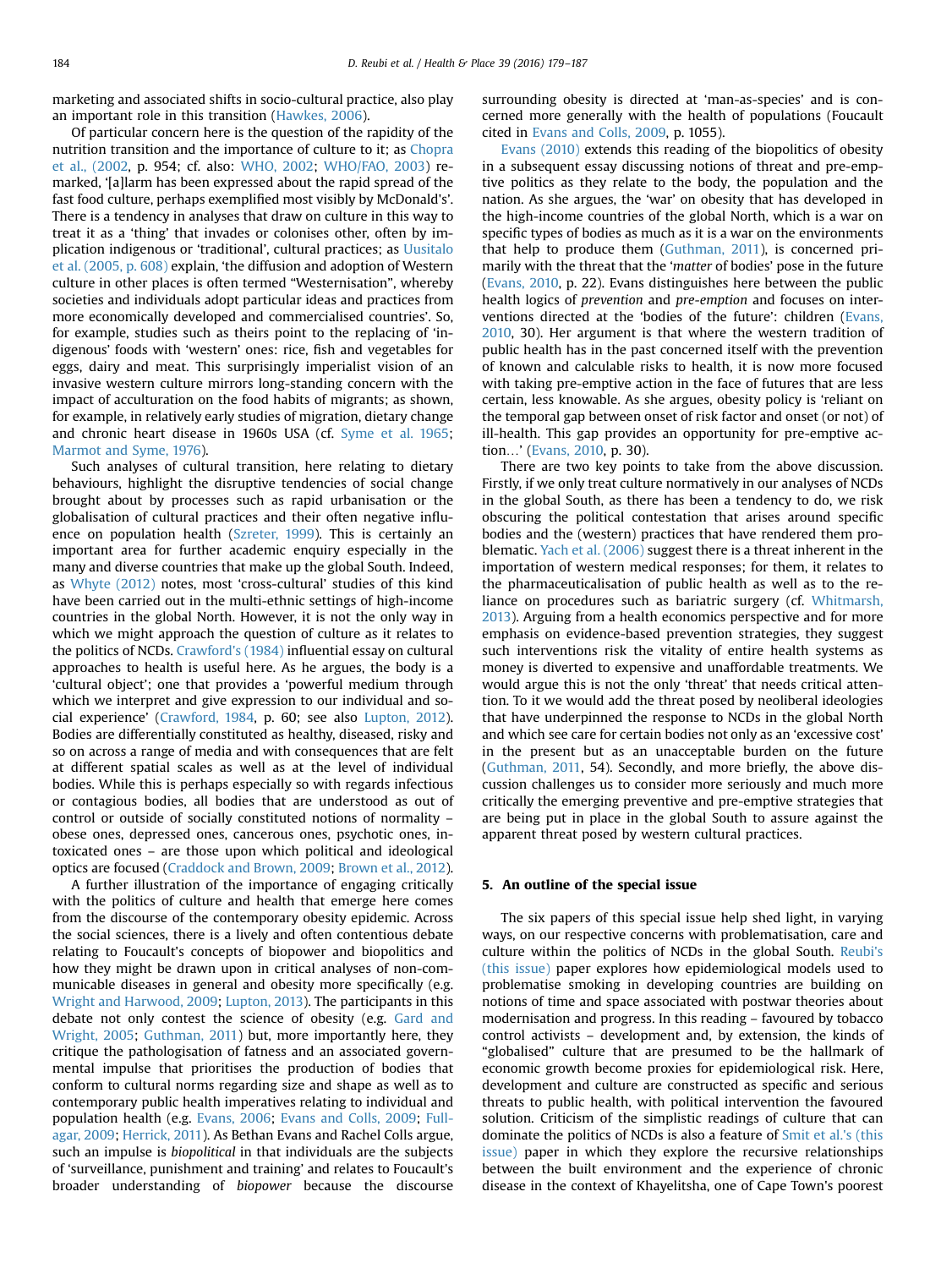marketing and associated shifts in socio-cultural practice, also play an important role in this transition (Hawkes, 2006).

Of particular concern here is the question of the rapidity of the nutrition transition and the importance of culture to it; as Chopra et al., (2002, p. 954; cf. also: WHO, 2002; WHO/FAO, 2003) remarked, '[a]larm has been expressed about the rapid spread of the fast food culture, perhaps exemplified most visibly by McDonald's'. There is a tendency in analyses that draw on culture in this way to treat it as a 'thing' that invades or colonises other, often by implication indigenous or 'traditional', cultural practices; as Uusitalo et al. (2005, p. 608) explain, 'the diffusion and adoption of Western culture in other places is often termed "Westernisation", whereby societies and individuals adopt particular ideas and practices from more economically developed and commercialised countries'. So, for example, studies such as theirs point to the replacing of 'indigenous' foods with 'western' ones: rice, fish and vegetables for eggs, dairy and meat. This surprisingly imperialist vision of an invasive western culture mirrors long-standing concern with the impact of acculturation on the food habits of migrants; as shown, for example, in relatively early studies of migration, dietary change and chronic heart disease in 1960s USA (cf. Syme et al. 1965; Marmot and Syme, 1976).

Such analyses of cultural transition, here relating to dietary behaviours, highlight the disruptive tendencies of social change brought about by processes such as rapid urbanisation or the globalisation of cultural practices and their often negative influence on population health (Szreter, 1999). This is certainly an important area for further academic enquiry especially in the many and diverse countries that make up the global South. Indeed, as Whyte (2012) notes, most 'cross-cultural' studies of this kind have been carried out in the multi-ethnic settings of high-income countries in the global North. However, it is not the only way in which we might approach the question of culture as it relates to the politics of NCDs. Crawford's (1984) influential essay on cultural approaches to health is useful here. As he argues, the body is a 'cultural object'; one that provides a 'powerful medium through which we interpret and give expression to our individual and social experience' (Crawford, 1984, p. 60; see also Lupton, 2012). Bodies are differentially constituted as healthy, diseased, risky and so on across a range of media and with consequences that are felt at different spatial scales as well as at the level of individual bodies. While this is perhaps especially so with regards infectious or contagious bodies, all bodies that are understood as out of control or outside of socially constituted notions of normality – obese ones, depressed ones, cancerous ones, psychotic ones, intoxicated ones – are those upon which political and ideological optics are focused (Craddock and Brown, 2009; Brown et al., 2012).

A further illustration of the importance of engaging critically with the politics of culture and health that emerge here comes from the discourse of the contemporary obesity epidemic. Across the social sciences, there is a lively and often contentious debate relating to Foucault's concepts of biopower and biopolitics and how they might be drawn upon in critical analyses of non-communicable diseases in general and obesity more specifically (e.g. Wright and Harwood, 2009; Lupton, 2013). The participants in this debate not only contest the science of obesity (e.g. Gard and Wright, 2005; Guthman, 2011) but, more importantly here, they critique the pathologisation of fatness and an associated governmental impulse that prioritises the production of bodies that conform to cultural norms regarding size and shape as well as to contemporary public health imperatives relating to individual and population health (e.g. Evans, 2006; Evans and Colls, 2009; Fullagar, 2009; Herrick, 2011). As Bethan Evans and Rachel Colls argue, such an impulse is *biopolitical* in that individuals are the subjects of 'surveillance, punishment and training' and relates to Foucault's broader understanding of *biopower* because the discourse surrounding obesity is directed at 'man-as-species' and is concerned more generally with the health of populations (Foucault cited in Evans and Colls, 2009, p. 1055).

Evans (2010) extends this reading of the biopolitics of obesity in a subsequent essay discussing notions of threat and pre-emptive politics as they relate to the body, the population and the nation. As she argues, the 'war' on obesity that has developed in the high-income countries of the global North, which is a war on specific types of bodies as much as it is a war on the environments that help to produce them (Guthman, 2011), is concerned primarily with the threat that the '*matter* of bodies' pose in the future (Evans, 2010, p. 22). Evans distinguishes here between the public health logics of *prevention* and *pre-emption* and focuses on interventions directed at the 'bodies of the future': children (Evans, 2010, 30). Her argument is that where the western tradition of public health has in the past concerned itself with the prevention of known and calculable risks to health, it is now more focused with taking pre-emptive action in the face of futures that are less certain, less knowable. As she argues, obesity policy is 'reliant on the temporal gap between onset of risk factor and onset (or not) of ill-health. This gap provides an opportunity for pre-emptive action…' (Evans, 2010, p. 30).

There are two key points to take from the above discussion. Firstly, if we only treat culture normatively in our analyses of NCDs in the global South, as there has been a tendency to do, we risk obscuring the political contestation that arises around specific bodies and the (western) practices that have rendered them problematic. Yach et al. (2006) suggest there is a threat inherent in the importation of western medical responses; for them, it relates to the pharmaceuticalisation of public health as well as to the reliance on procedures such as bariatric surgery (cf. Whitmarsh, 2013). Arguing from a health economics perspective and for more emphasis on evidence-based prevention strategies, they suggest such interventions risk the vitality of entire health systems as money is diverted to expensive and unaffordable treatments. We would argue this is not the only 'threat' that needs critical attention. To it we would add the threat posed by neoliberal ideologies that have underpinned the response to NCDs in the global North and which see care for certain bodies not only as an 'excessive cost' in the present but as an unacceptable burden on the future (Guthman, 2011, 54). Secondly, and more briefly, the above discussion challenges us to consider more seriously and much more critically the emerging preventive and pre-emptive strategies that are being put in place in the global South to assure against the apparent threat posed by western cultural practices.

## 5. An outline of the special issue

The six papers of this special issue help shed light, in varying ways, on our respective concerns with problematisation, care and culture within the politics of NCDs in the global South. Reubi's (this issue) paper explores how epidemiological models used to problematise smoking in developing countries are building on notions of time and space associated with postwar theories about modernisation and progress. In this reading – favoured by tobacco control activists – development and, by extension, the kinds of "globalised" culture that are presumed to be the hallmark of economic growth become proxies for epidemiological risk. Here, development and culture are constructed as specific and serious threats to public health, with political intervention the favoured solution. Criticism of the simplistic readings of culture that can dominate the politics of NCDs is also a feature of Smit et al.'s (this issue) paper in which they explore the recursive relationships between the built environment and the experience of chronic disease in the context of Khayelitsha, one of Cape Town's poorest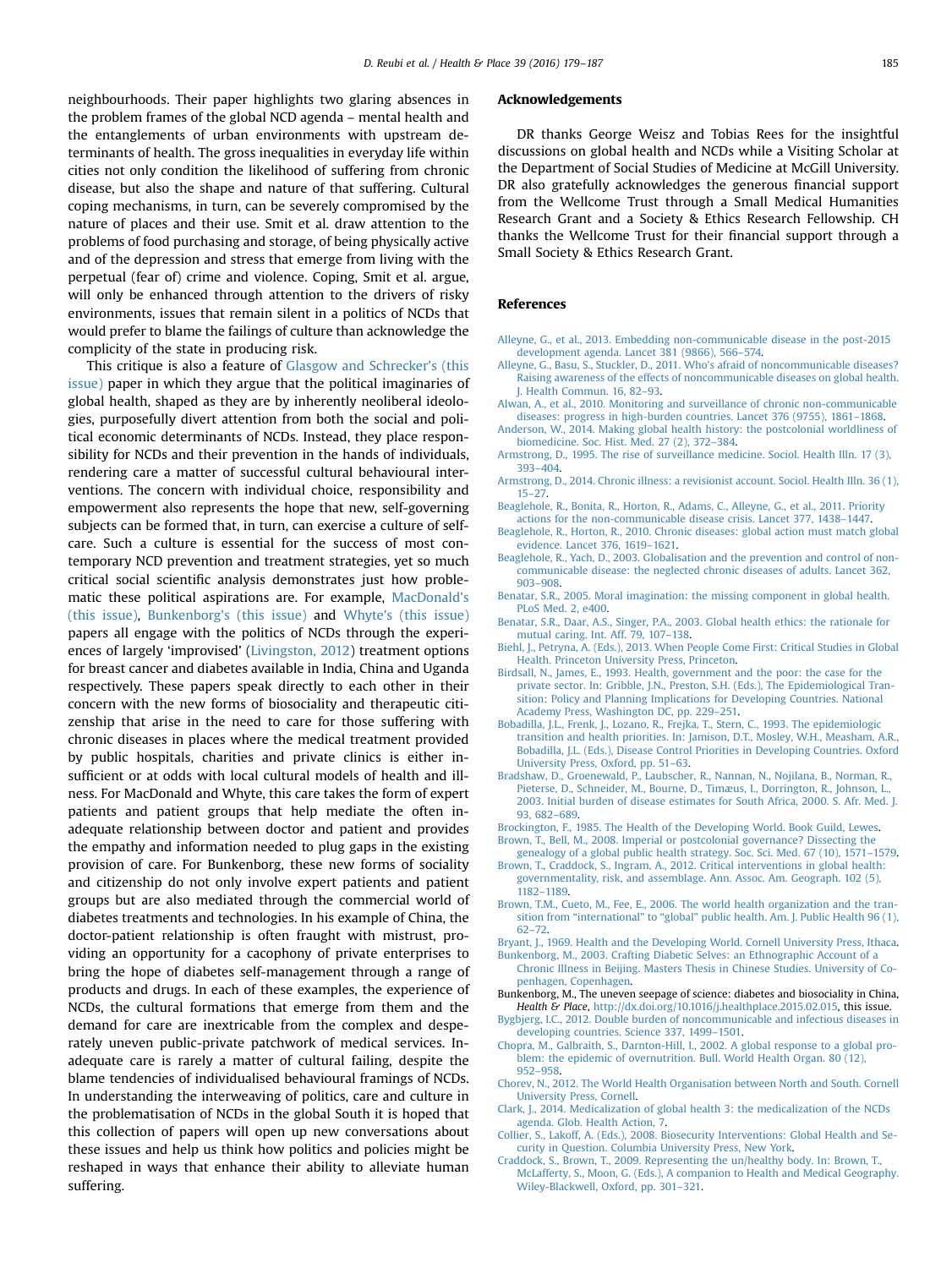neighbourhoods. Their paper highlights two glaring absences in the problem frames of the global NCD agenda – mental health and the entanglements of urban environments with upstream determinants of health. The gross inequalities in everyday life within cities not only condition the likelihood of suffering from chronic disease, but also the shape and nature of that suffering. Cultural coping mechanisms, in turn, can be severely compromised by the nature of places and their use. Smit et al. draw attention to the problems of food purchasing and storage, of being physically active and of the depression and stress that emerge from living with the perpetual (fear of) crime and violence. Coping, Smit et al. argue, will only be enhanced through attention to the drivers of risky environments, issues that remain silent in a politics of NCDs that would prefer to blame the failings of culture than acknowledge the complicity of the state in producing risk.

This critique is also a feature of Glasgow and Schrecker's (this issue) paper in which they argue that the political imaginaries of global health, shaped as they are by inherently neoliberal ideologies, purposefully divert attention from both the social and political economic determinants of NCDs. Instead, they place responsibility for NCDs and their prevention in the hands of individuals, rendering care a matter of successful cultural behavioural interventions. The concern with individual choice, responsibility and empowerment also represents the hope that new, self-governing subjects can be formed that, in turn, can exercise a culture of self-care. Such a culture is essential for the success of most contemporary NCD prevention and treatment strategies, yet so much critical social scientific analysis demonstrates just how problematic these political aspirations are. For example, MacDonald's (this issue), Bunkenborg's (this issue) and Whyte's (this issue) papers all engage with the politics of NCDs through the experiences of largely 'improvised' (Livingston, 2012) treatment options for breast cancer and diabetes available in India, China and Uganda respectively. These papers speak directly to each other in their concern with the new forms of biosociality and therapeutic citizenship that arise in the need to care for those suffering with chronic diseases in places where the medical treatment provided by public hospitals, charities and private clinics is either insufficient or at odds with local cultural models of health and illness. For MacDonald and Whyte, this care takes the form of expert patients and patient groups that help mediate the often inadequate relationship between doctor and patient and provides the empathy and information needed to plug gaps in the existing provision of care. For Bunkenborg, these new forms of sociality and citizenship do not only involve expert patients and patient groups but are also mediated through the commercial world of diabetes treatments and technologies. In his example of China, the doctor-patient relationship is often fraught with mistrust, providing an opportunity for a cacophony of private enterprises to bring the hope of diabetes self-management through a range of products and drugs. In each of these examples, the experience of NCDs, the cultural formations that emerge from them and the demand for care are inextricable from the complex and desperately uneven public-private patchwork of medical services. Inadequate care is rarely a matter of cultural failing, despite the blame tendencies of individualised behavioural framings of NCDs. In understanding the interweaving of politics, care and culture in the problematisation of NCDs in the global South it is hoped that this collection of papers will open up new conversations about these issues and help us think how politics and policies might be reshaped in ways that enhance their ability to alleviate human suffering.

## Acknowledgements

DR thanks George Weisz and Tobias Rees for the insightful discussions on global health and NCDs while a Visiting Scholar at the Department of Social Studies of Medicine at McGill University. DR also gratefully acknowledges the generous financial support from the Wellcome Trust through a Small Medical Humanities Research Grant and a Society & Ethics Research Fellowship. CH thanks the Wellcome Trust for their financial support through a Small Society & Ethics Research Grant.

## References

Alleyne, G., et al., 2013. Embedding non-communicable disease in the post-2015 development agenda. Lancet 381 (9866), 566–574.

Alleyne, G., Basu, S., Stuckler, D., 2011. Who's afraid of noncommunicable diseases? Raising awareness of the effects of noncommunicable diseases on global health. J. Health Commun. 16, 82–93.

Alwan, A., et al., 2010. Monitoring and surveillance of chronic non-communicable diseases: progress in high-burden countries. Lancet 376 (9755), 1861–1868.

Anderson, W., 2014. Making global health history: the postcolonial worldliness of biomedicine. Soc. Hist. Med. 27 (2), 372–384.

Armstrong, D., 1995. The rise of surveillance medicine. Sociol. Health Illn. 17 (3), 393–404.

Armstrong, D., 2014. Chronic illness: a revisionist account. Sociol. Health Illn. 36 (1), 15–27.

Beaglehole, R., Bonita, R., Horton, R., Adams, C., Alleyne, G., et al., 2011. Priority actions for the non-communicable disease crisis. Lancet 377, 1438–1447.

Beaglehole, R., Horton, R., 2010. Chronic diseases: global action must match global evidence. Lancet 376, 1619–1621.

Beaglehole, R., Yach, D., 2003. Globalisation and the prevention and control of non-communicable disease: the neglected chronic diseases of adults. Lancet 362, 903–908.

Benatar, S.R., 2005. Moral imagination: the missing component in global health. PLoS Med. 2, e400.

Benatar, S.R., Daar, A.S., Singer, P.A., 2003. Global health ethics: the rationale for mutual caring. Int. Aff. 79, 107–138.

Biehl, J., Petryna, A. (Eds.), 2013. When People Come First: Critical Studies in Global Health. Princeton University Press, Princeton.

Birdsall, N., James, E., 1993. Health, government and the poor: the case for the private sector. In: Gribble, J.N., Preston, S.H. (Eds.), The Epidemiological Transition: Policy and Planning Implications for Developing Countries. National Academy Press, Washington DC, pp. 229–251.

Bobadilla, J.L., Frenk, J., Lozano, R., Frejka, T., Stern, C., 1993. The epidemiologic transition and health priorities. In: Jamison, D.T., Mosley, W.H., Measham, A.R., Bobadilla, J.L. (Eds.), Disease Control Priorities in Developing Countries. Oxford University Press, Oxford, pp. 51–63.

Bradshaw, D., Groenewald, P., Laubscher, R., Nannan, N., Nojilana, B., Norman, R., Pieterse, D., Schneider, M., Bourne, D., Timæus, I., Dorrington, R., Johnson, L., 2003. Initial burden of disease estimates for South Africa, 2000. S. Afr. Med. J. 93, 682–689.

Brockington, F., 1985. The Health of the Developing World. Book Guild, Lewes.

Brown, T., Bell, M., 2008. Imperial or postcolonial governance? Dissecting the genealogy of a global public health strategy. Soc. Sci. Med. 67 (10), 1571–1579.

Brown, T., Craddock, S., Ingram, A., 2012. Critical interventions in global health: governmentality, risk, and assemblage. Ann. Assoc. Am. Geograph. 102 (5), 1182–1189.

Brown, T.M., Cueto, M., Fee, E., 2006. The world health organization and the transition from "international" to "global" public health. Am. J. Public Health 96 (1), 62–72.

Bryant, J., 1969. Health and the Developing World. Cornell University Press, Ithaca.

Bunkenborg, M., 2003. Crafting Diabetic Selves: an Ethnographic Account of a Chronic Illness in Beijing. Masters Thesis in Chinese Studies. University of Copenhagen, Copenhagen.

Bunkenborg, M., The uneven seepage of science: diabetes and biosociality in China, *Health & Place*, http://dx.doi.org/10.1016/j.healthplace.2015.02.015, this issue.

Bygbjerg, I.C., 2012. Double burden of noncommunicable and infectious diseases in developing countries. Science 337, 1499–1501.

Chopra, M., Galbraith, S., Darnton-Hill, I., 2002. A global response to a global problem: the epidemic of overnutrition. Bull. World Health Organ. 80 (12), 952–958.

Chorev, N., 2012. The World Health Organisation between North and South. Cornell University Press, Cornell.

Clark, J., 2014. Medicalization of global health 3: the medicalization of the NCDs agenda. Glob. Health Action, 7.

Collier, S., Lakoff, A. (Eds.), 2008. Biosecurity Interventions: Global Health and Security in Question. Columbia University Press, New York.

Craddock, S., Brown, T., 2009. Representing the un/healthy body. In: Brown, T., McLafferty, S., Moon, G. (Eds.), A companion to Health and Medical Geography. Wiley-Blackwell, Oxford, pp. 301–321.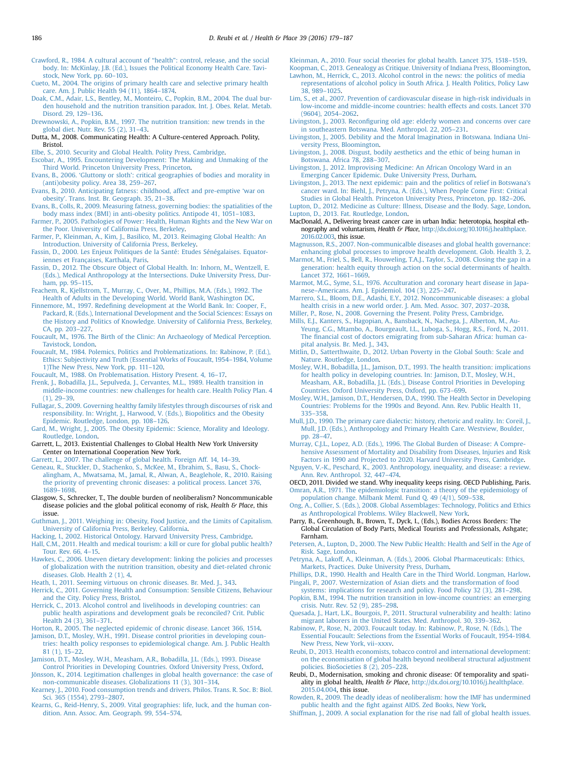Crawford, R., 1984. A cultural account of "health": control, release, and the social body. In: McKinlay, J.B. (Ed.), Issues the Political Economy Health Care. Tavistock, New York, pp. 60–103.

Cueto, M., 2004. The origins of primary health care and selective primary health care. Am. J. Public Health 94 (11), 1864–1874.

Doak, C.M., Adair, L.S., Bentley, M., Monteiro, C., Popkin, B.M., 2004. The dual burden household and the nutrition transition paradox. Int. J. Obes. Relat. Metab. Disord. 29, 129–136.

Drewnowski, A., Popkin, B.M., 1997. The nutrition transition: new trends in the global diet. Nutr. Rev. 55 (2), 31–43.

Dutta, M., 2008. Communicating Health: A Culture-centered Approach. Polity, Bristol.

Elbe, S., 2010. Security and Global Health. Polity Press, Cambridge.

Escobar, A., 1995. Encountering Development: The Making and Unmaking of the Third World. Princeton University Press, Princeton.

Evans, B., 2006. 'Gluttony or sloth': critical geographies of bodies and morality in (anti)obesity policy. Area 38, 259–267.

Evans, B., 2010. Anticipating fatness: childhood, affect and pre-emptive 'war on obesity'. Trans. Inst. Br. Geograph. 35, 21–38.

Evans, B., Colls, R., 2009. Measuring fatness, governing bodies: the spatialities of the body mass index (BMI) in anti-obesity politics. Antipode 41, 1051–1083.

Farmer, P., 2005. Pathologies of Power: Health, Human Rights and the New War on the Poor. University of California Press, Berkeley.

Farmer, P., Kleinman, A., Kim, J., Basilico, M., 2013. Reimaging Global Health: An Introduction. University of California Press, Berkeley.

Fassin, D., 2000. Les Enjeux Politiques de la Santé: Etudes Sénégalaises. Equatoriennes et Françaises, Karthala, Paris.

Fassin, D., 2012. The Obscure Object of Global Health. In: Inhorn, M., Wentzell, E. (Eds.), Medical Anthropology at the Intersections. Duke University Press, Durham, pp. 95–115.

Feachem, R., Kjellstrom, T., Murray, C., Over, M., Phillips, M.A. (Eds.), 1992. The Health of Adults in the Developing World. World Bank, Washington DC.

Finnemore, M., 1997. Redefining development at the World Bank. In: Cooper, F., Packard, R. (Eds.), International Development and the Social Sciences: Essays on the History and Politics of Knowledge. University of California Press, Berkeley, CA, pp. 203–227.

Foucault, M., 1976. The Birth of the Clinic: An Archaeology of Medical Perception. Tavistock, London.

Foucault, M., 1984. Polemics, Politics and Problematizations. In: Rabinow, P. (Ed.), Ethics: Subjectivity and Truth (Essential Works of Foucault, 1954–1984, Volume 1)The New Press, New York, pp. 111–120.

Foucault, M., 1988. On Problematisation. History Present. 4, 16–17.

Frenk, J., Bobadilla, J.L., Sepulveda, J., Cervantes, M.L., 1989. Health transition in middle-income countries: new challenges for health care. Health Policy Plan. 4 (1), 29–39.

Fullagar, S., 2009. Governing healthy family lifestyles through discourses of risk and responsibility. In: Wright, J., Harwood, V. (Eds.), Biopolitics and the Obesity Epidemic. Routledge, London, pp. 108–126.

Gard, M., Wright, J., 2005. The Obesity Epidemic: Science, Morality and Ideology. Routledge, London.

Garrett, L., 2013. Existential Challenges to Global Health New York University Center on International Cooperation New York.

Garrett, L., 2007. The challenge of global health. Foreign Aff. 14, 14–39.

Geneau, R., Stuckler, D., Stachenko, S., McKee, M., Ebrahim, S., Basu, S., Chockalingham, A., Mwatsama, M., Jamal, R., Alwan, A., Beaglehole, R., 2010. Raising the priority of preventing chronic diseases: a political process. Lancet 376, 1689–1698.

Glasgow, S., Schrecker, T., The double burden of neoliberalism? Noncommunicable disease policies and the global political economy of risk, *Health & Place*, this issue.

Guthman, J., 2011. Weighing in: Obesity, Food Justice, and the Limits of Capitalism. University of California Press, Berkeley, California.

Hacking, I., 2002. Historical Ontology. Harvard University Press, Cambridge.

Hall, C.M., 2011. Health and medical tourism: a kill or cure for global public health? Tour. Rev. 66, 4–15.

Hawkes, C., 2006. Uneven dietary development: linking the policies and processes of globalization with the nutrition transition, obesity and diet-related chronic diseases. Glob. Health 2 (1), 4.

Heath, I., 2011. Seeming virtuous on chronic diseases. Br. Med. J., 343.

Herrick, C., 2011. Governing Health and Consumption: Sensible Citizens, Behaviour and the City. Policy Press, Bristol.

Herrick, C., 2013. Alcohol control and livelihoods in developing countries: can public health aspirations and development goals be reconciled? Crit. Public Health 24 (3), 361–371.

Horton, R., 2005. The neglected epidemic of chronic disease. Lancet 366, 1514.

Jamison, D.T., Mosley, W.H., 1991. Disease control priorities in developing countries: health policy responses to epidemiological change. Am. J. Public Health 81 (1), 15–22.

Jamison, D.T., Mosley, W.H., Measham, A.R., Bobadilla, J.L. (Eds.), 1993. Disease Control Priorities in Developing Countries. Oxford University Press, Oxford.

Jönsson, K., 2014. Legitimation challenges in global health governance: the case of non-communicable diseases. Globalizations 11 (3), 301–314.

Kearney, J., 2010. Food consumption trends and drivers. Philos. Trans. R. Soc. B: Biol. Sci. 365 (1554), 2793–2807.

Kearns, G., Reid-Henry, S., 2009. Vital geographies: life, luck, and the human condition. Ann. Assoc. Am. Geograph. 99, 554–574.

Kleinman, A., 2010. Four social theories for global health. Lancet 375, 1518–1519.

Koopman, C., 2013. Genealogy as Critique. University of Indiana Press, Bloomington.

Lawhon, M., Herrick, C., 2013. Alcohol control in the news: the politics of media representations of alcohol policy in South Africa. J. Health Politics, Policy Law 38, 989–1025.

Lim, S., et al., 2007. Prevention of cardiovascular disease in high-risk individuals in low-income and middle-income countries: health effects and costs. Lancet 370 (9604), 2054–2062.

Livingston, J., 2003. Reconfiguring old age: elderly women and concerns over care in southeastern Botswana. Med. Anthropol. 22, 205–231.

Livingston, J., 2005. Debility and the Moral Imagination in Botswana. Indiana University Press, Bloomington.

Livingston, J., 2008. Disgust, bodily aesthetics and the ethic of being human in Botswana. Africa 78, 288–307.

Livingston, J., 2012. Improvising Medicine: An African Oncology Ward in an Emerging Cancer Epidemic. Duke University Press, Durham.

Livingston, J., 2013. The next epidemic: pain and the politics of relief in Botswana's cancer ward. In: Biehl, J., Petryna, A. (Eds.), When People Come First: Critical Studies in Global Health. Princeton University Press, Princeton, pp. 182–206.

Lupton, D., 2012. Medicine as Culture: Illness, Disease and the Body. Sage, London.

Lupton, D., 2013. Fat. Routledge, London.

MacDonald, A., Delivering breast cancer care in urban India: heterotopia, hospital ethnography and voluntarism, *Health & Place*, http://dx.doi.org/10.1016/j.healthplace.2016.02.003, this issue.

Magnusson, R.S., 2007. Non-communicalble diseases and global health governance: enhancing global processes to improve health development. Glob. Health 3, 2.

Marmot, M., Friel, S., Bell, R., Houweling, T.A.J., Taylor, S., 2008. Closing the gap in a generation: health equity through action on the social determinants of health. Lancet 372, 1661–1669.

Marmot, M.G., Syme, S.L., 1976. Acculturation and coronary heart disease in Japanese–Americans. Am. J. Epidemiol. 104 (3), 225–247.

Marrero, S.L., Bloom, D.E., Adashi, E.Y., 2012. Noncommunicable diseases: a global health crisis in a new world order. J. Am. Med. Assoc. 307, 2037–2038.

Miller, P., Rose, N., 2008. Governing the Present. Polity Press, Cambridge.

Mills, E.J., Kanters, S., Hagopian, A., Bansback, N., Nachega, J., Alberton, M., Au-Yeung, C.G., Mtambo, A., Bourgeault, I.L., Luboga, S., Hogg, R.S., Ford, N., 2011. The financial cost of doctors emigrating from sub-Saharan Africa: human capital analysis. Br. Med. J., 343.

Mitlin, D., Satterthwaite, D., 2012. Urban Poverty in the Global South: Scale and Nature. Routledge, London.

Mosley, W.H., Bobadilla, J.L., Jamison, D.T., 1993. The health transition: implications for health policy in developing countries. In: Jamison, D.T., Mosley, W.H., Measham, A.R., Bobadilla, J.L. (Eds.), Disease Control Priorities in Developing Countries. Oxford University Press, Oxford, pp. 673–699.

Mosley, W.H., Jamison, D.T., Hendersen, D.A., 1990. The Health Sector in Developing Countries: Problems for the 1990s and Beyond. Ann. Rev. Public Health 11, 335–358.

Mull, J.D., 1990. The primary care dialectic: history, rhetoric and reality. In: Coreil, J., Mull, J.D. (Eds.), Anthropology and Primary Health Care. Westview, Boulder, pp. 28–47.

Murray, C.J.L., Lopez, A.D. (Eds.), 1996. The Global Burden of Disease: A Comprehensive Assessment of Mortality and Disability from Diseases, Injuries and Risk Factors in 1990 and Projected to 2020. Harvard University Press, Cambridge.

Nguyen, V.-K., Peschard, K., 2003. Anthropology, inequality, and disease: a review. Ann. Rev. Anthropol. 32, 447–474.

OECD, 2011. Divided we stand. Why inequality keeps rising. OECD Publishing, Paris.

Omran, A.R., 1971. The epidemiologic transition: a theory of the epidemiology of population change. Milbank Meml. Fund Q. 49 (4/1), 509–538.

Ong, A., Collier, S. (Eds.), 2008. Global Assemblages: Technology, Politics and Ethics as Anthropological Problems. Wiley Blackwell, New York.

Parry, B., Greenhough, B., Brown, T., Dyck, I., (Eds.), Bodies Across Borders: The Global Circulation of Body Parts, Medical Tourists and Professionals, Ashgate; Farnham.

Petersen, A., Lupton, D., 2000. The New Public Health: Health and Self in the Age of Risk. Sage, London.

Petryna, A., Lakoff, A., Kleinman, A. (Eds.), 2006. Global Pharmaceuticals: Ethics, Markets, Practices. Duke University Press, Durham.

Phillips, D.R., 1990. Health and Health Care in the Third World. Longman, Harlow.

Pingali, P., 2007. Westernization of Asian diets and the transformation of food systems: implications for research and policy. Food Policy 32 (3), 281–298.

Popkin, B.M., 1994. The nutrition transition in low-income countries: an emerging crisis. Nutr. Rev. 52 (9), 285–298.

Quesada, J., Hart, L.K., Bourgois, P., 2011. Structural vulnerability and health: latino migrant laborers in the United States. Med. Anthropol. 30, 339–362.

Rabinow, P., Rose, N., 2003. Foucault today. In: Rabinow, P., Rose, N. (Eds.), The Essential Foucault: Selections from the Essential Works of Foucault, 1954-1984. New Press, New York, vii–xxxv.

Reubi, D., 2013. Health economists, tobacco control and international development: on the economisation of global health beyond neoliberal structural adjustment policies. BioSocieties 8 (2), 205–228.

Reubi, D., Modernisation, smoking and chronic disease: Of temporality and spatiality in global health, *Health & Place*, http://dx.doi.org/10.1016/j.healthplace.2015.04.004, this issue.

Rowden, R., 2009. The deadly ideas of neoliberalism: how the IMF has undermined public health and the fight against AIDS. Zed Books, New York.

Shiffman, J., 2009. A social explanation for the rise nad fall of global health issues.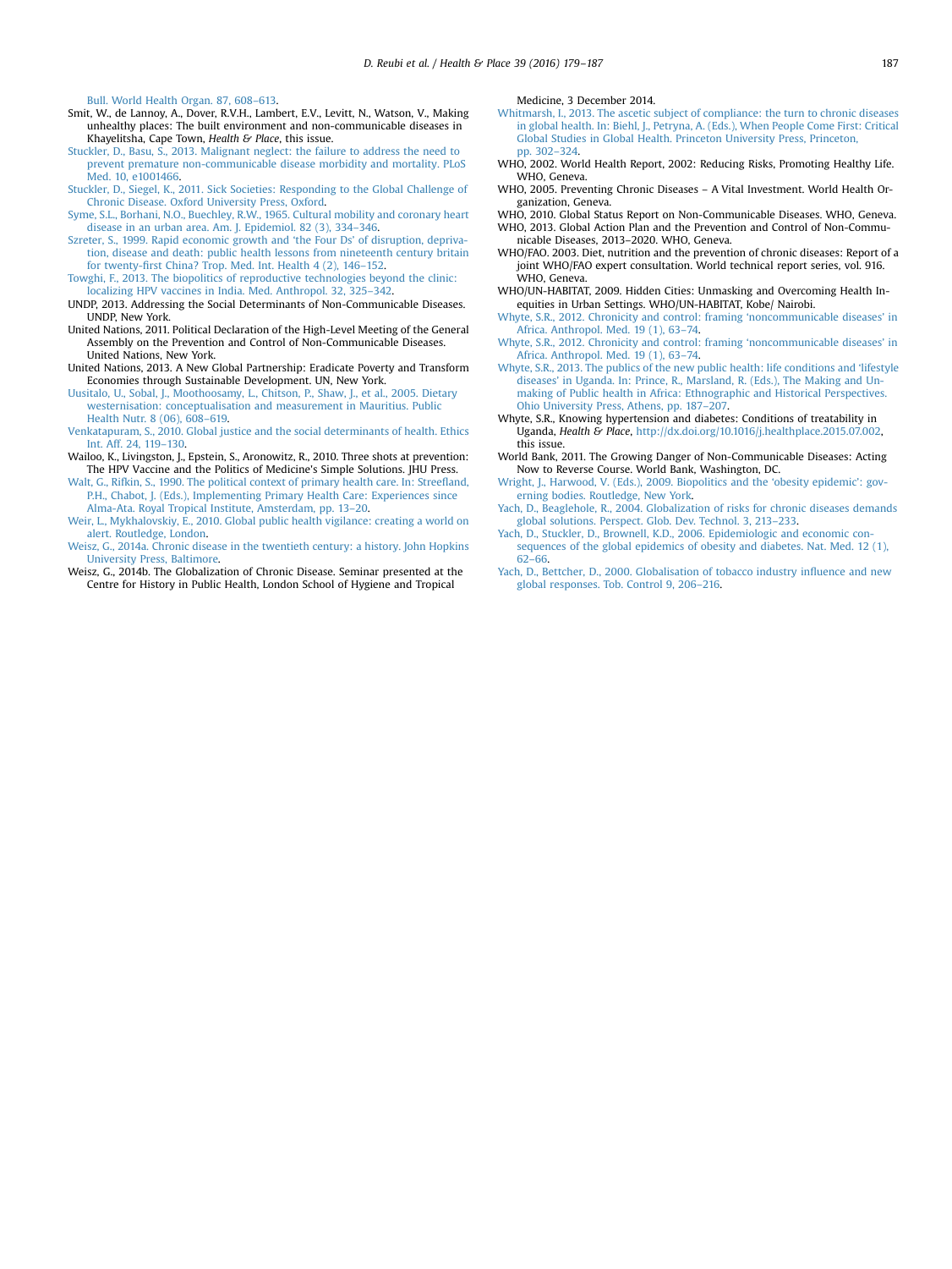Bull. World Health Organ. 87, 608–613.

Smit, W., de Lannoy, A., Dover, R.V.H., Lambert, E.V., Levitt, N., Watson, V., Making unhealthy places: The built environment and non-communicable diseases in Khayelitsha, Cape Town, *Health & Place*, this issue.

Stuckler, D., Basu, S., 2013. Malignant neglect: the failure to address the need to prevent premature non-communicable disease morbidity and mortality. PLoS Med. 10, e1001466.

Stuckler, D., Siegel, K., 2011. Sick Societies: Responding to the Global Challenge of Chronic Disease. Oxford University Press, Oxford.

Syme, S.L., Borhani, N.O., Buechley, R.W., 1965. Cultural mobility and coronary heart disease in an urban area. Am. J. Epidemiol. 82 (3), 334–346.

Szreter, S., 1999. Rapid economic growth and 'the Four Ds' of disruption, deprivation, disease and death: public health lessons from nineteenth century britain for twenty-first China? Trop. Med. Int. Health 4 (2), 146–152.

Towghi, F., 2013. The biopolitics of reproductive technologies beyond the clinic: localizing HPV vaccines in India. Med. Anthropol. 32, 325–342.

UNDP, 2013. Addressing the Social Determinants of Non-Communicable Diseases. UNDP, New York.

United Nations, 2011. Political Declaration of the High-Level Meeting of the General Assembly on the Prevention and Control of Non-Communicable Diseases. United Nations, New York.

United Nations, 2013. A New Global Partnership: Eradicate Poverty and Transform Economies through Sustainable Development. UN, New York.

Uusitalo, U., Sobal, J., Moothoosamy, L., Chitson, P., Shaw, J., et al., 2005. Dietary westernisation: conceptualisation and measurement in Mauritius. Public Health Nutr. 8 (06), 608–619.

Venkatapuram, S., 2010. Global justice and the social determinants of health. Ethics Int. Aff. 24, 119–130.

Wailoo, K., Livingston, J., Epstein, S., Aronowitz, R., 2010. Three shots at prevention: The HPV Vaccine and the Politics of Medicine's Simple Solutions. JHU Press.

Walt, G., Rifkin, S., 1990. The political context of primary health care. In: Streefland, P.H., Chabot, J. (Eds.), Implementing Primary Health Care: Experiences since Alma-Ata. Royal Tropical Institute, Amsterdam, pp. 13–20.

Weir, L., Mykhalovskiy, E., 2010. Global public health vigilance: creating a world on alert. Routledge, London.

Weisz, G., 2014a. Chronic disease in the twentieth century: a history. John Hopkins University Press, Baltimore.

Weisz, G., 2014b. The Globalization of Chronic Disease. Seminar presented at the Centre for History in Public Health, London School of Hygiene and Tropical Medicine, 3 December 2014.

Whitmarsh, I., 2013. The ascetic subject of compliance: the turn to chronic diseases in global health. In: Biehl, J., Petryna, A. (Eds.), When People Come First: Critical Global Studies in Global Health. Princeton University Press, Princeton, pp. 302–324.

WHO, 2002. World Health Report, 2002: Reducing Risks, Promoting Healthy Life. WHO, Geneva.

WHO, 2005. Preventing Chronic Diseases – A Vital Investment. World Health Organization, Geneva.

WHO, 2010. Global Status Report on Non-Communicable Diseases. WHO, Geneva.

WHO, 2013. Global Action Plan and the Prevention and Control of Non-Communicable Diseases, 2013–2020. WHO, Geneva.

WHO/FAO. 2003. Diet, nutrition and the prevention of chronic diseases: Report of a joint WHO/FAO expert consultation. World technical report series, vol. 916. WHO, Geneva.

WHO/UN-HABITAT, 2009. Hidden Cities: Unmasking and Overcoming Health Inequities in Urban Settings. WHO/UN-HABITAT, Kobe/ Nairobi.

Whyte, S.R., 2012. Chronicity and control: framing 'noncommunicable diseases' in Africa. Anthropol. Med. 19 (1), 63–74.

Whyte, S.R., 2012. Chronicity and control: framing 'noncommunicable diseases' in Africa. Anthropol. Med. 19 (1), 63–74.

Whyte, S.R., 2013. The publics of the new public health: life conditions and 'lifestyle diseases' in Uganda. In: Prince, R., Marsland, R. (Eds.), The Making and Unmaking of Public health in Africa: Ethnographic and Historical Perspectives. Ohio University Press, Athens, pp. 187–207.

Whyte, S.R., Knowing hypertension and diabetes: Conditions of treatability in Uganda, *Health & Place*, http://dx.doi.org/10.1016/j.healthplace.2015.07.002, this issue.

World Bank, 2011. The Growing Danger of Non-Communicable Diseases: Acting Now to Reverse Course. World Bank, Washington, DC.

Wright, J., Harwood, V. (Eds.), 2009. Biopolitics and the 'obesity epidemic': governing bodies. Routledge, New York.

Yach, D., Beaglehole, R., 2004. Globalization of risks for chronic diseases demands global solutions. Perspect. Glob. Dev. Technol. 3, 213–233.

Yach, D., Stuckler, D., Brownell, K.D., 2006. Epidemiologic and economic consequences of the global epidemics of obesity and diabetes. Nat. Med. 12 (1), 62–66.

Yach, D., Bettcher, D., 2000. Globalisation of tobacco industry influence and new global responses. Tob. Control 9, 206–216.